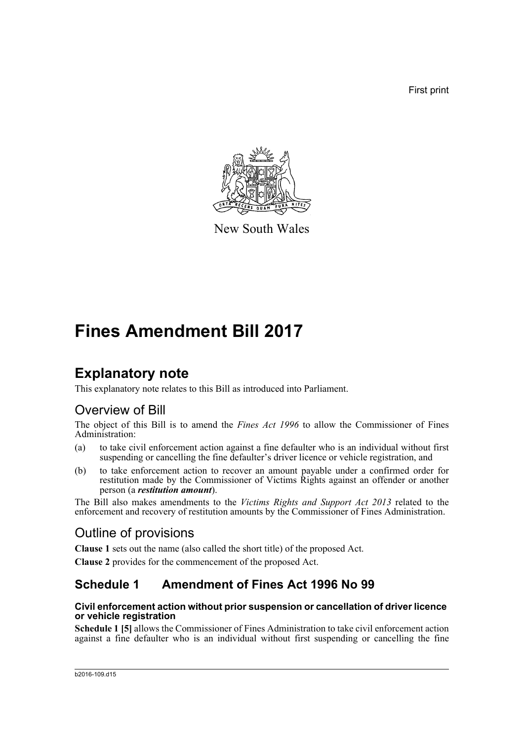First print

New South Wales

# Fines Amendment Bill 2017

## Explanatory note

This explanatory note relates to this Bill as introduced into Parliament.

## Overview of Bill

The object of this Bill is to amend the *Fines Act 1996* to allow the Commissioner of Fines Administration:

(a) to take civil enforcement action against a fine defaulter who is an individual without first suspending or cancelling the fine defaulter's driver licence or vehicle registration, and

(b) to take enforcement action to recover an amount payable under a confirmed order for restitution made by the Commissioner of Victims Rights against an offender or another person (a ***restitution amount***).

The Bill also makes amendments to the *Victims Rights and Support Act 2013* related to the enforcement and recovery of restitution amounts by the Commissioner of Fines Administration.

## Outline of provisions

**Clause 1** sets out the name (also called the short title) of the proposed Act.

**Clause 2** provides for the commencement of the proposed Act.

## Schedule 1 Amendment of Fines Act 1996 No 99

#### Civil enforcement action without prior suspension or cancellation of driver licence or vehicle registration

**Schedule 1 [5]** allows the Commissioner of Fines Administration to take civil enforcement action against a fine defaulter who is an individual without first suspending or cancelling the fine

b2016-109.d15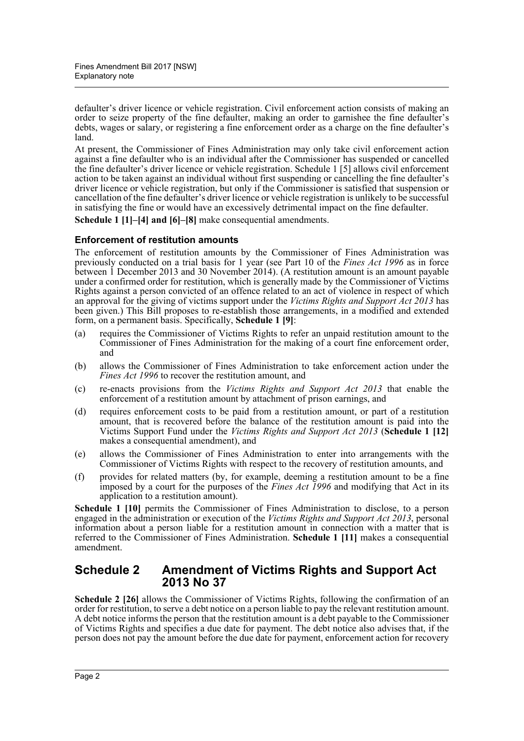defaulter's driver licence or vehicle registration. Civil enforcement action consists of making an order to seize property of the fine defaulter, making an order to garnishee the fine defaulter's debts, wages or salary, or registering a fine enforcement order as a charge on the fine defaulter's land.

At present, the Commissioner of Fines Administration may only take civil enforcement action against a fine defaulter who is an individual after the Commissioner has suspended or cancelled the fine defaulter's driver licence or vehicle registration. Schedule 1 [5] allows civil enforcement action to be taken against an individual without first suspending or cancelling the fine defaulter's driver licence or vehicle registration, but only if the Commissioner is satisfied that suspension or cancellation of the fine defaulter's driver licence or vehicle registration is unlikely to be successful in satisfying the fine or would have an excessively detrimental impact on the fine defaulter.

**Schedule 1 [1]–[4] and [6]–[8]** make consequential amendments.

### Enforcement of restitution amounts

The enforcement of restitution amounts by the Commissioner of Fines Administration was previously conducted on a trial basis for 1 year (see Part 10 of the *Fines Act 1996* as in force between 1 December 2013 and 30 November 2014). (A restitution amount is an amount payable under a confirmed order for restitution, which is generally made by the Commissioner of Victims Rights against a person convicted of an offence related to an act of violence in respect of which an approval for the giving of victims support under the *Victims Rights and Support Act 2013* has been given.) This Bill proposes to re-establish those arrangements, in a modified and extended form, on a permanent basis. Specifically, **Schedule 1 [9]**:

(a) requires the Commissioner of Victims Rights to refer an unpaid restitution amount to the Commissioner of Fines Administration for the making of a court fine enforcement order, and

(b) allows the Commissioner of Fines Administration to take enforcement action under the *Fines Act 1996* to recover the restitution amount, and

(c) re-enacts provisions from the *Victims Rights and Support Act 2013* that enable the enforcement of a restitution amount by attachment of prison earnings, and

(d) requires enforcement costs to be paid from a restitution amount, or part of a restitution amount, that is recovered before the balance of the restitution amount is paid into the Victims Support Fund under the *Victims Rights and Support Act 2013* (**Schedule 1 [12]** makes a consequential amendment), and

(e) allows the Commissioner of Fines Administration to enter into arrangements with the Commissioner of Victims Rights with respect to the recovery of restitution amounts, and

(f) provides for related matters (by, for example, deeming a restitution amount to be a fine imposed by a court for the purposes of the *Fines Act 1996* and modifying that Act in its application to a restitution amount).

**Schedule 1 [10]** permits the Commissioner of Fines Administration to disclose, to a person engaged in the administration or execution of the *Victims Rights and Support Act 2013*, personal information about a person liable for a restitution amount in connection with a matter that is referred to the Commissioner of Fines Administration. **Schedule 1 [11]** makes a consequential amendment.

## Schedule 2 Amendment of Victims Rights and Support Act 2013 No 37

**Schedule 2 [26]** allows the Commissioner of Victims Rights, following the confirmation of an order for restitution, to serve a debt notice on a person liable to pay the relevant restitution amount. A debt notice informs the person that the restitution amount is a debt payable to the Commissioner of Victims Rights and specifies a due date for payment. The debt notice also advises that, if the person does not pay the amount before the due date for payment, enforcement action for recovery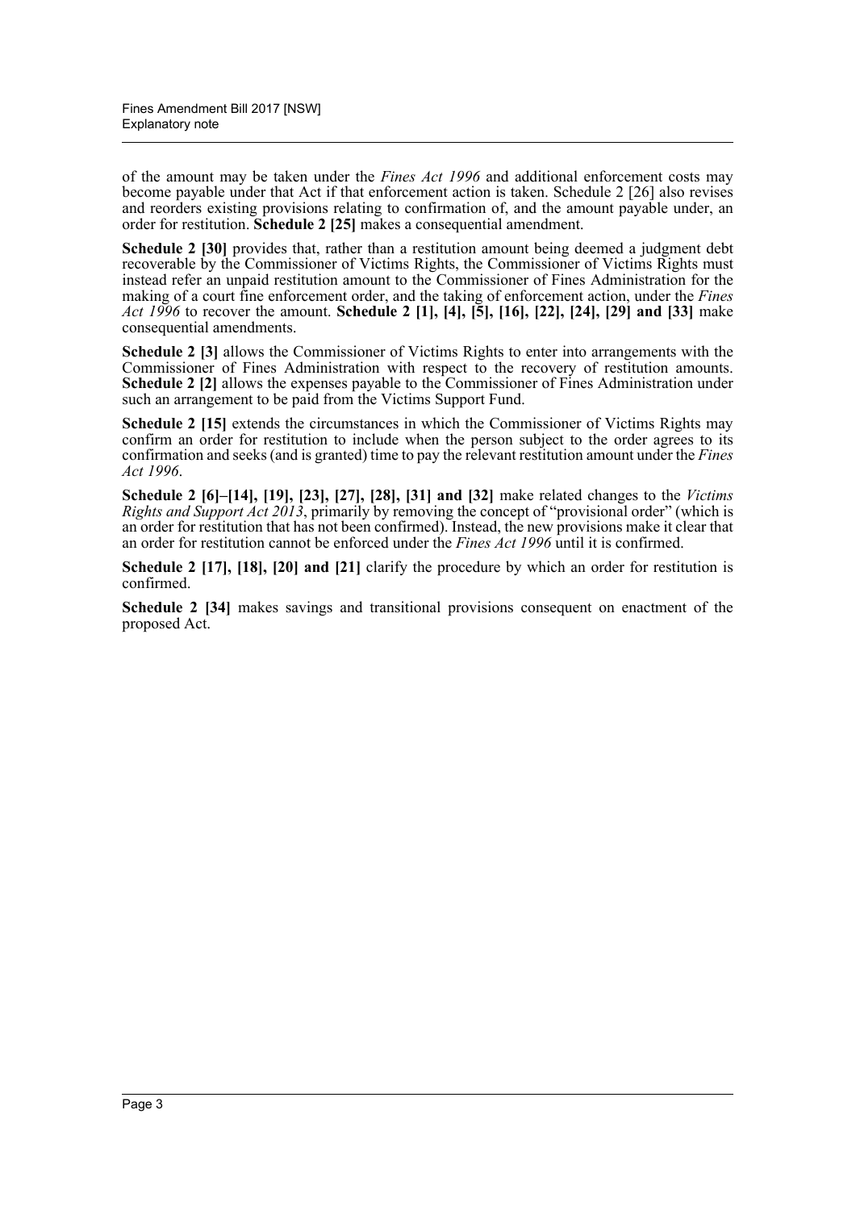of the amount may be taken under the *Fines Act 1996* and additional enforcement costs may become payable under that Act if that enforcement action is taken. Schedule 2 [26] also revises and reorders existing provisions relating to confirmation of, and the amount payable under, an order for restitution. **Schedule 2 [25]** makes a consequential amendment.

**Schedule 2 [30]** provides that, rather than a restitution amount being deemed a judgment debt recoverable by the Commissioner of Victims Rights, the Commissioner of Victims Rights must instead refer an unpaid restitution amount to the Commissioner of Fines Administration for the making of a court fine enforcement order, and the taking of enforcement action, under the *Fines Act 1996* to recover the amount. **Schedule 2 [1], [4], [5], [16], [22], [24], [29] and [33]** make consequential amendments.

**Schedule 2 [3]** allows the Commissioner of Victims Rights to enter into arrangements with the Commissioner of Fines Administration with respect to the recovery of restitution amounts. **Schedule 2 [2]** allows the expenses payable to the Commissioner of Fines Administration under such an arrangement to be paid from the Victims Support Fund.

**Schedule 2 [15]** extends the circumstances in which the Commissioner of Victims Rights may confirm an order for restitution to include when the person subject to the order agrees to its confirmation and seeks (and is granted) time to pay the relevant restitution amount under the *Fines Act 1996*.

**Schedule 2 [6]–[14], [19], [23], [27], [28], [31] and [32]** make related changes to the *Victims Rights and Support Act 2013*, primarily by removing the concept of "provisional order" (which is an order for restitution that has not been confirmed). Instead, the new provisions make it clear that an order for restitution cannot be enforced under the *Fines Act 1996* until it is confirmed.

**Schedule 2 [17], [18], [20] and [21]** clarify the procedure by which an order for restitution is confirmed.

**Schedule 2 [34]** makes savings and transitional provisions consequent on enactment of the proposed Act.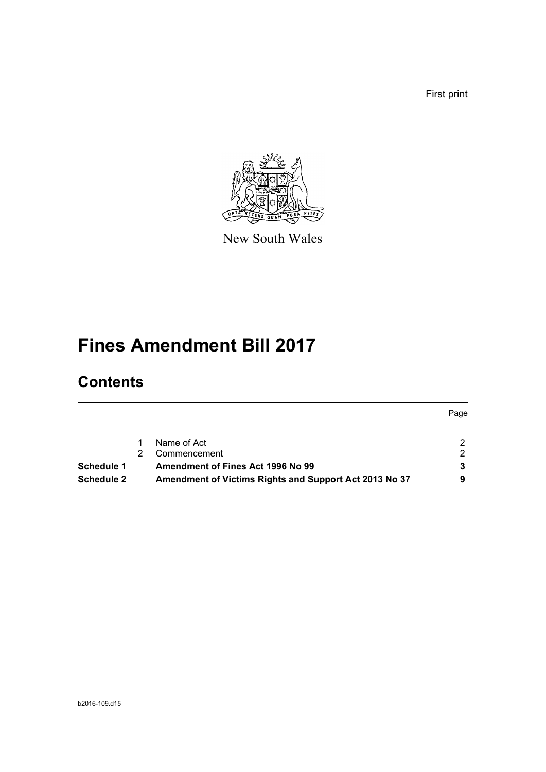First print

New South Wales

# Fines Amendment Bill 2017

## Contents

| | | | Page |
|---|---|---|---|
| | 1 | Name of Act | 2 |
| | 2 | Commencement | 2 |
| **Schedule 1** | | **Amendment of Fines Act 1996 No 99** | **3** |
| **Schedule 2** | | **Amendment of Victims Rights and Support Act 2013 No 37** | **9** |

b2016-109.d15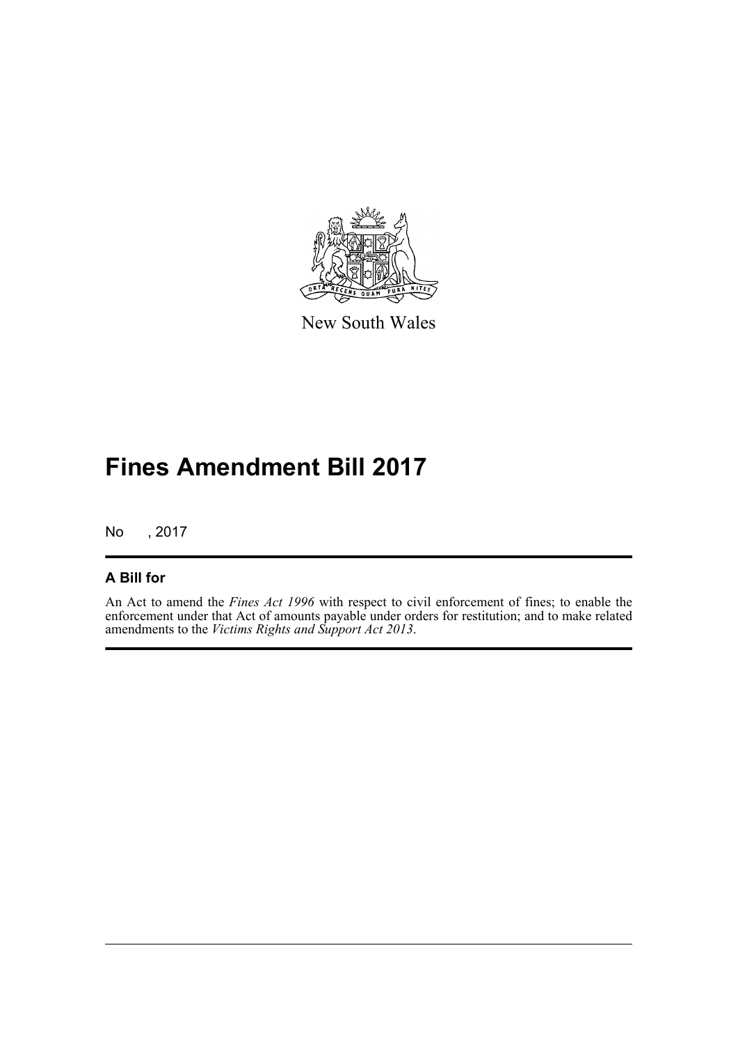New South Wales

# Fines Amendment Bill 2017

No , 2017

## A Bill for

An Act to amend the *Fines Act 1996* with respect to civil enforcement of fines; to enable the enforcement under that Act of amounts payable under orders for restitution; and to make related amendments to the *Victims Rights and Support Act 2013*.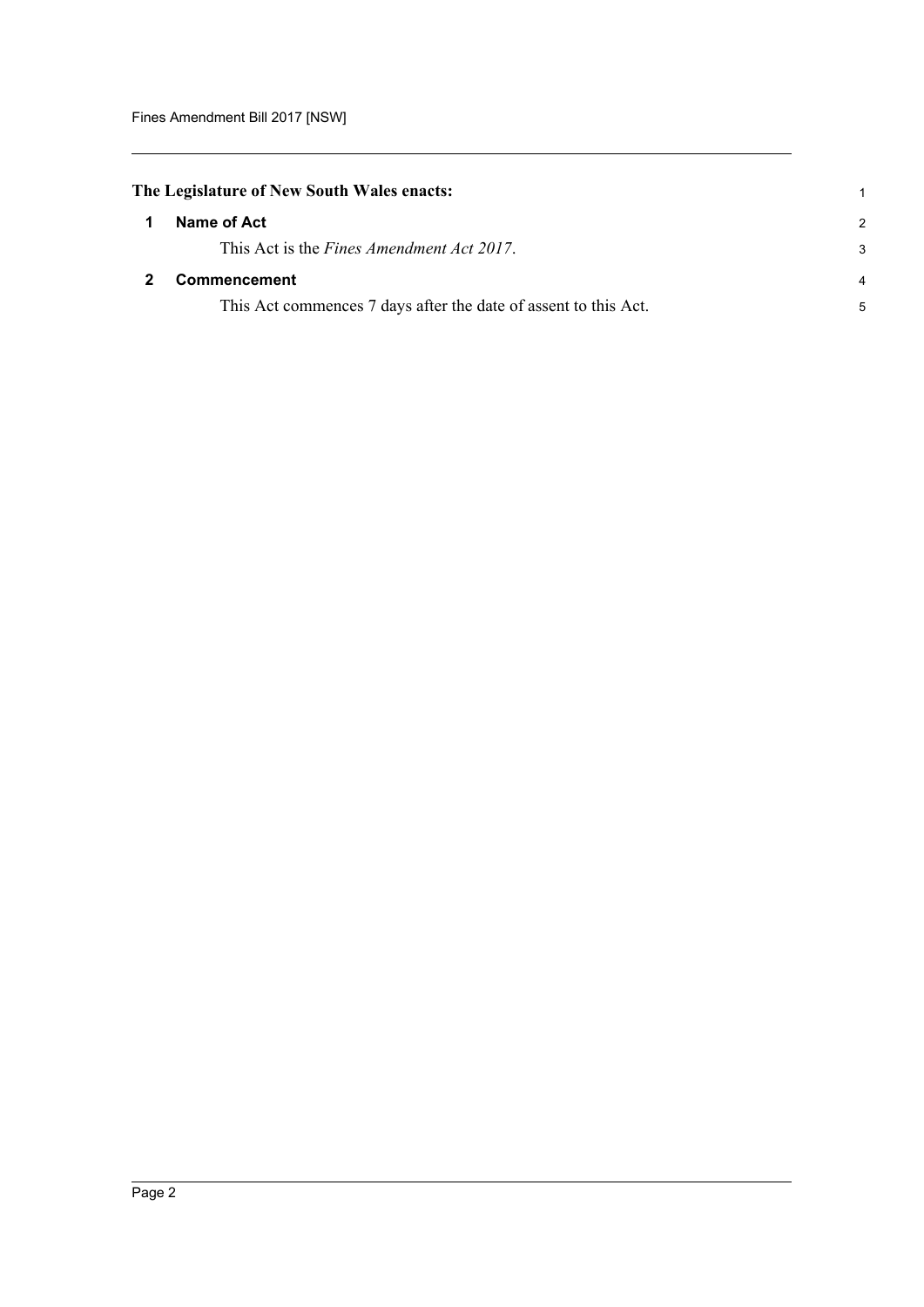**The Legislature of New South Wales enacts:**

## 1 Name of Act

This Act is the *Fines Amendment Act 2017*.

## 2 Commencement

This Act commences 7 days after the date of assent to this Act.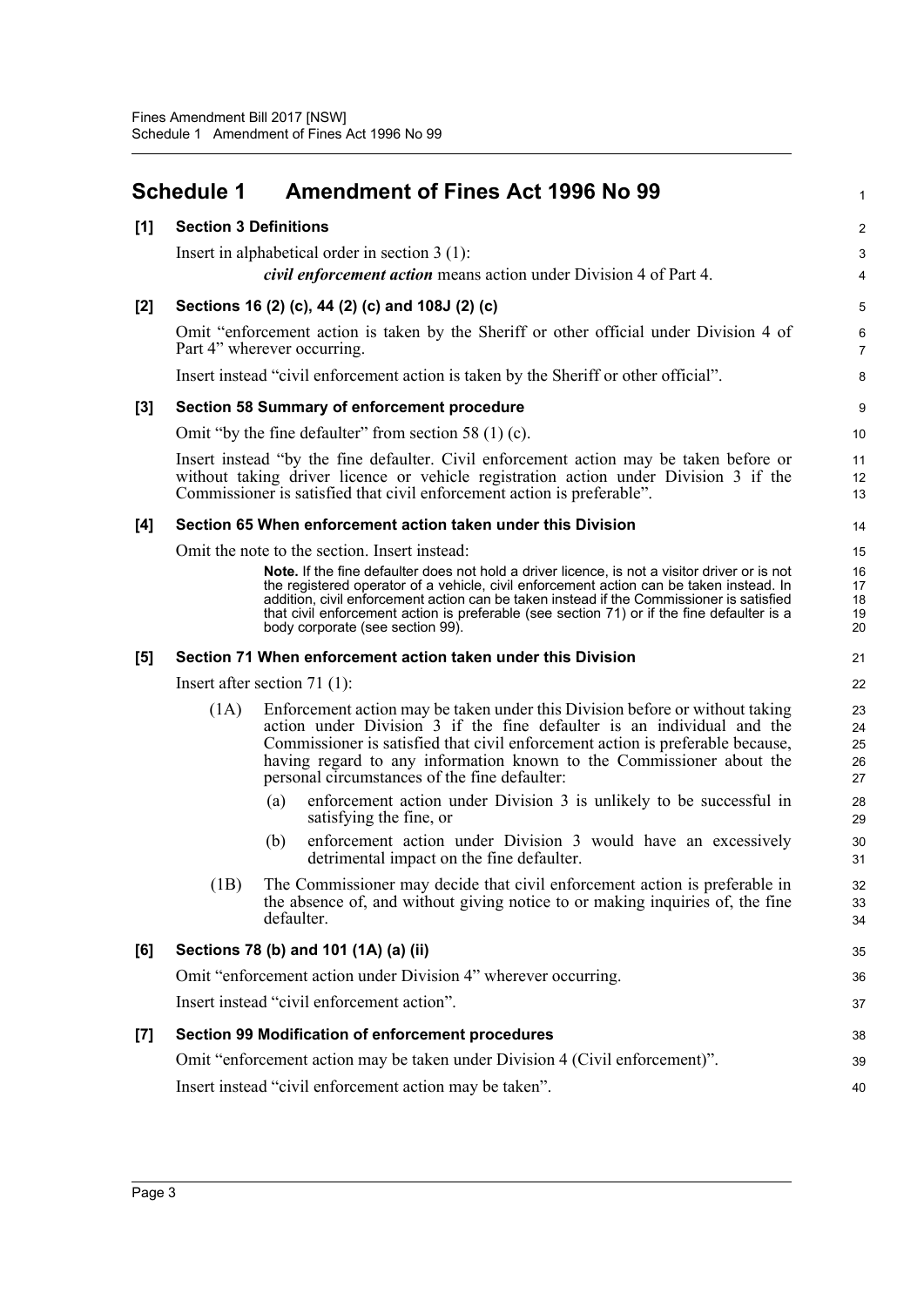## Schedule 1 Amendment of Fines Act 1996 No 99

**[1] Section 3 Definitions**

Insert in alphabetical order in section 3 (1):

> ***civil enforcement action*** means action under Division 4 of Part 4.

**[2] Sections 16 (2) (c), 44 (2) (c) and 108J (2) (c)**

Omit "enforcement action is taken by the Sheriff or other official under Division 4 of Part 4" wherever occurring.

Insert instead "civil enforcement action is taken by the Sheriff or other official".

**[3] Section 58 Summary of enforcement procedure**

Omit "by the fine defaulter" from section 58 (1) (c).

Insert instead "by the fine defaulter. Civil enforcement action may be taken before or without taking driver licence or vehicle registration action under Division 3 if the Commissioner is satisfied that civil enforcement action is preferable".

**[4] Section 65 When enforcement action taken under this Division**

Omit the note to the section. Insert instead:

> **Note.** If the fine defaulter does not hold a driver licence, is not a visitor driver or is not the registered operator of a vehicle, civil enforcement action can be taken instead. In addition, civil enforcement action can be taken instead if the Commissioner is satisfied that civil enforcement action is preferable (see section 71) or if the fine defaulter is a body corporate (see section 99).

**[5] Section 71 When enforcement action taken under this Division**

Insert after section 71 (1):

> (1A) Enforcement action may be taken under this Division before or without taking action under Division 3 if the fine defaulter is an individual and the Commissioner is satisfied that civil enforcement action is preferable because, having regard to any information known to the Commissioner about the personal circumstances of the fine defaulter:
>
> (a) enforcement action under Division 3 is unlikely to be successful in satisfying the fine, or
>
> (b) enforcement action under Division 3 would have an excessively detrimental impact on the fine defaulter.
>
> (1B) The Commissioner may decide that civil enforcement action is preferable in the absence of, and without giving notice to or making inquiries of, the fine defaulter.

**[6] Sections 78 (b) and 101 (1A) (a) (ii)**

Omit "enforcement action under Division 4" wherever occurring.

Insert instead "civil enforcement action".

**[7] Section 99 Modification of enforcement procedures**

Omit "enforcement action may be taken under Division 4 (Civil enforcement)".

Insert instead "civil enforcement action may be taken".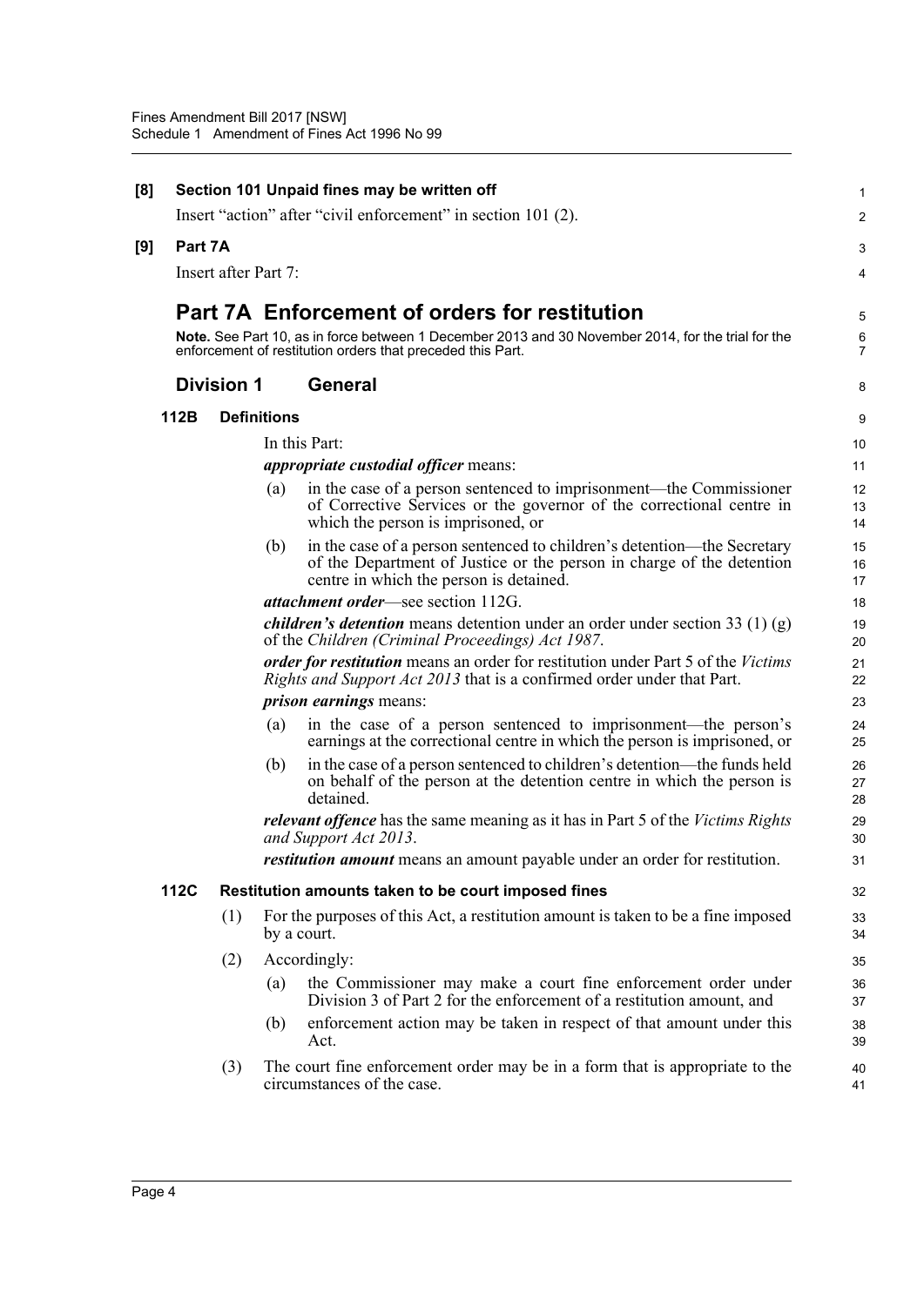**[8] Section 101 Unpaid fines may be written off**

Insert "action" after "civil enforcement" in section 101 (2).

**[9] Part 7A**

Insert after Part 7:

## Part 7A Enforcement of orders for restitution

**Note.** See Part 10, as in force between 1 December 2013 and 30 November 2014, for the trial for the enforcement of restitution orders that preceded this Part.

### Division 1 General

#### 112B Definitions

In this Part:

***appropriate custodial officer*** means:

(a) in the case of a person sentenced to imprisonment—the Commissioner of Corrective Services or the governor of the correctional centre in which the person is imprisoned, or

(b) in the case of a person sentenced to children's detention—the Secretary of the Department of Justice or the person in charge of the detention centre in which the person is detained.

***attachment order***—see section 112G.

***children's detention*** means detention under an order under section 33 (1) (g) of the *Children (Criminal Proceedings) Act 1987*.

***order for restitution*** means an order for restitution under Part 5 of the *Victims Rights and Support Act 2013* that is a confirmed order under that Part.

***prison earnings*** means:

(a) in the case of a person sentenced to imprisonment—the person's earnings at the correctional centre in which the person is imprisoned, or

(b) in the case of a person sentenced to children's detention—the funds held on behalf of the person at the detention centre in which the person is detained.

***relevant offence*** has the same meaning as it has in Part 5 of the *Victims Rights and Support Act 2013*.

***restitution amount*** means an amount payable under an order for restitution.

#### 112C Restitution amounts taken to be court imposed fines

(1) For the purposes of this Act, a restitution amount is taken to be a fine imposed by a court.

(2) Accordingly:

(a) the Commissioner may make a court fine enforcement order under Division 3 of Part 2 for the enforcement of a restitution amount, and

(b) enforcement action may be taken in respect of that amount under this Act.

(3) The court fine enforcement order may be in a form that is appropriate to the circumstances of the case.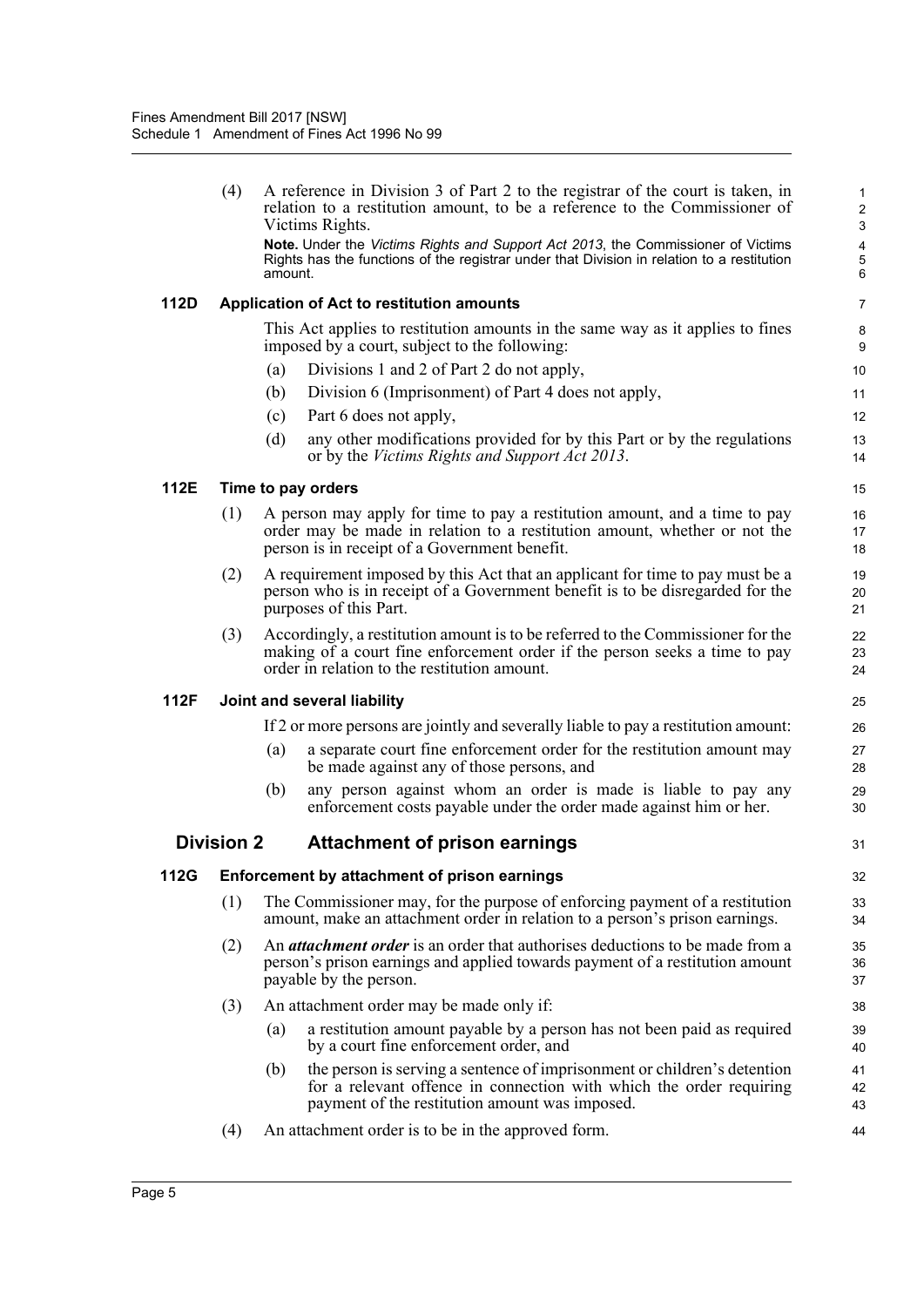(4) A reference in Division 3 of Part 2 to the registrar of the court is taken, in relation to a restitution amount, to be a reference to the Commissioner of Victims Rights.

**Note.** Under the *Victims Rights and Support Act 2013*, the Commissioner of Victims Rights has the functions of the registrar under that Division in relation to a restitution amount.

### 112D Application of Act to restitution amounts

This Act applies to restitution amounts in the same way as it applies to fines imposed by a court, subject to the following:

(a) Divisions 1 and 2 of Part 2 do not apply,

(b) Division 6 (Imprisonment) of Part 4 does not apply,

(c) Part 6 does not apply,

(d) any other modifications provided for by this Part or by the regulations or by the *Victims Rights and Support Act 2013*.

### 112E Time to pay orders

(1) A person may apply for time to pay a restitution amount, and a time to pay order may be made in relation to a restitution amount, whether or not the person is in receipt of a Government benefit.

(2) A requirement imposed by this Act that an applicant for time to pay must be a person who is in receipt of a Government benefit is to be disregarded for the purposes of this Part.

(3) Accordingly, a restitution amount is to be referred to the Commissioner for the making of a court fine enforcement order if the person seeks a time to pay order in relation to the restitution amount.

### 112F Joint and several liability

If 2 or more persons are jointly and severally liable to pay a restitution amount:

(a) a separate court fine enforcement order for the restitution amount may be made against any of those persons, and

(b) any person against whom an order is made is liable to pay any enforcement costs payable under the order made against him or her.

## Division 2 Attachment of prison earnings

### 112G Enforcement by attachment of prison earnings

(1) The Commissioner may, for the purpose of enforcing payment of a restitution amount, make an attachment order in relation to a person's prison earnings.

(2) An ***attachment order*** is an order that authorises deductions to be made from a person's prison earnings and applied towards payment of a restitution amount payable by the person.

(3) An attachment order may be made only if:

(a) a restitution amount payable by a person has not been paid as required by a court fine enforcement order, and

(b) the person is serving a sentence of imprisonment or children's detention for a relevant offence in connection with which the order requiring payment of the restitution amount was imposed.

(4) An attachment order is to be in the approved form.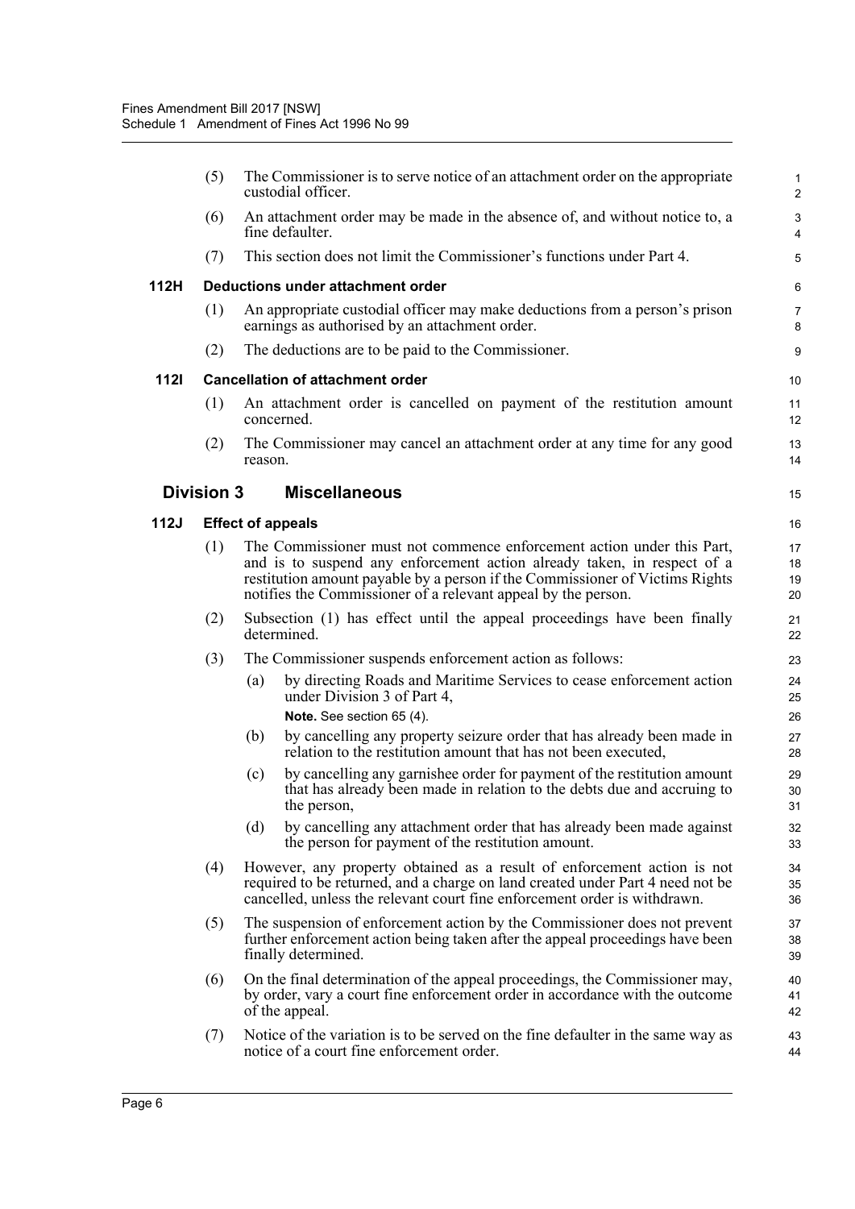(5) The Commissioner is to serve notice of an attachment order on the appropriate custodial officer.

(6) An attachment order may be made in the absence of, and without notice to, a fine defaulter.

(7) This section does not limit the Commissioner's functions under Part 4.

#### 112H Deductions under attachment order

(1) An appropriate custodial officer may make deductions from a person's prison earnings as authorised by an attachment order.

(2) The deductions are to be paid to the Commissioner.

#### 112I Cancellation of attachment order

(1) An attachment order is cancelled on payment of the restitution amount concerned.

(2) The Commissioner may cancel an attachment order at any time for any good reason.

### Division 3 Miscellaneous

#### 112J Effect of appeals

(1) The Commissioner must not commence enforcement action under this Part, and is to suspend any enforcement action already taken, in respect of a restitution amount payable by a person if the Commissioner of Victims Rights notifies the Commissioner of a relevant appeal by the person.

(2) Subsection (1) has effect until the appeal proceedings have been finally determined.

(3) The Commissioner suspends enforcement action as follows:

- (a) by directing Roads and Maritime Services to cease enforcement action under Division 3 of Part 4,

  **Note.** See section 65 (4).

- (b) by cancelling any property seizure order that has already been made in relation to the restitution amount that has not been executed,

- (c) by cancelling any garnishee order for payment of the restitution amount that has already been made in relation to the debts due and accruing to the person,

- (d) by cancelling any attachment order that has already been made against the person for payment of the restitution amount.

(4) However, any property obtained as a result of enforcement action is not required to be returned, and a charge on land created under Part 4 need not be cancelled, unless the relevant court fine enforcement order is withdrawn.

(5) The suspension of enforcement action by the Commissioner does not prevent further enforcement action being taken after the appeal proceedings have been finally determined.

(6) On the final determination of the appeal proceedings, the Commissioner may, by order, vary a court fine enforcement order in accordance with the outcome of the appeal.

(7) Notice of the variation is to be served on the fine defaulter in the same way as notice of a court fine enforcement order.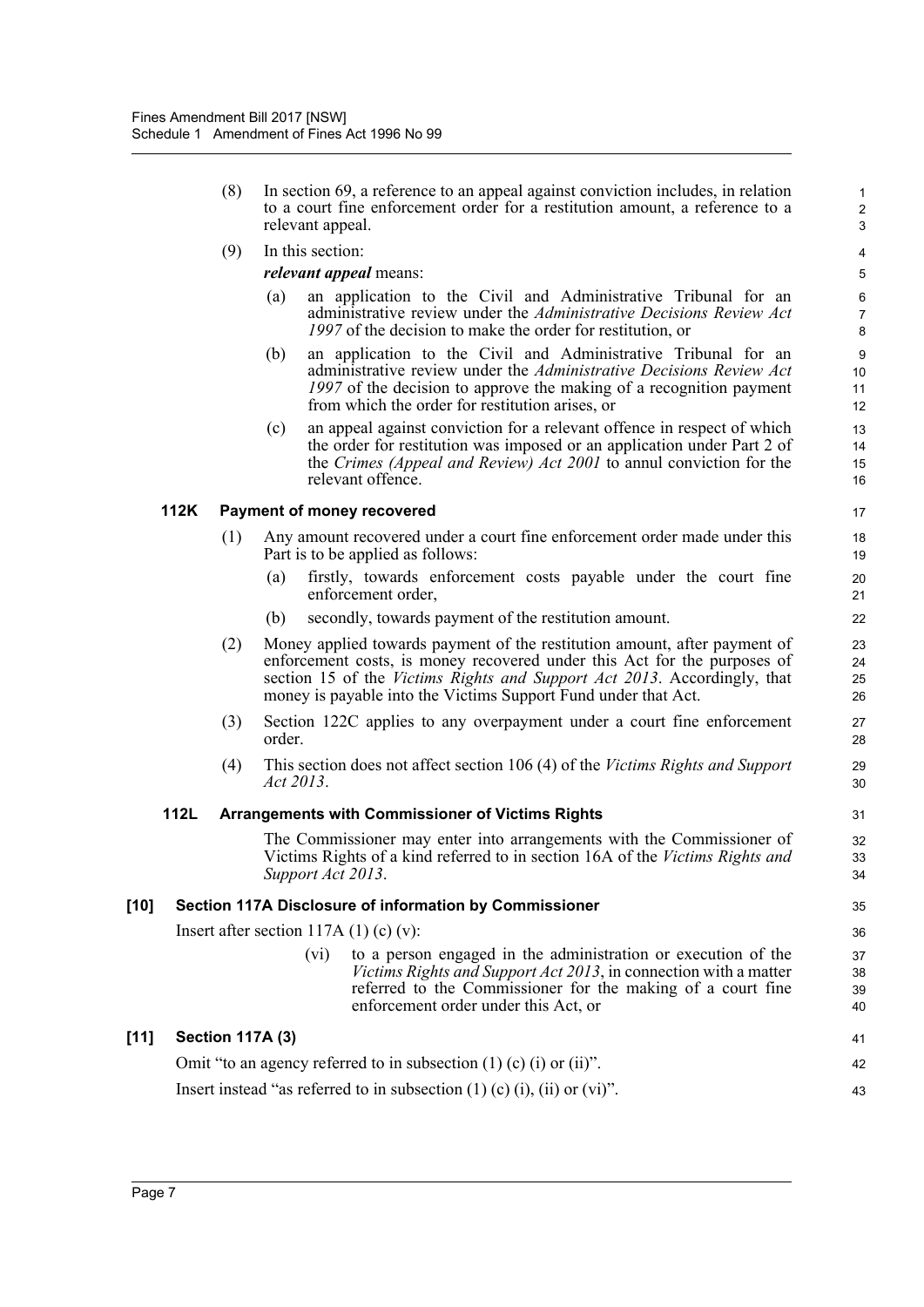(8) In section 69, a reference to an appeal against conviction includes, in relation to a court fine enforcement order for a restitution amount, a reference to a relevant appeal.

(9) In this section:

***relevant appeal*** means:

(a) an application to the Civil and Administrative Tribunal for an administrative review under the *Administrative Decisions Review Act 1997* of the decision to make the order for restitution, or

(b) an application to the Civil and Administrative Tribunal for an administrative review under the *Administrative Decisions Review Act 1997* of the decision to approve the making of a recognition payment from which the order for restitution arises, or

(c) an appeal against conviction for a relevant offence in respect of which the order for restitution was imposed or an application under Part 2 of the *Crimes (Appeal and Review) Act 2001* to annul conviction for the relevant offence.

### 112K Payment of money recovered

(1) Any amount recovered under a court fine enforcement order made under this Part is to be applied as follows:

(a) firstly, towards enforcement costs payable under the court fine enforcement order,

(b) secondly, towards payment of the restitution amount.

(2) Money applied towards payment of the restitution amount, after payment of enforcement costs, is money recovered under this Act for the purposes of section 15 of the *Victims Rights and Support Act 2013*. Accordingly, that money is payable into the Victims Support Fund under that Act.

(3) Section 122C applies to any overpayment under a court fine enforcement order.

(4) This section does not affect section 106 (4) of the *Victims Rights and Support Act 2013*.

### 112L Arrangements with Commissioner of Victims Rights

The Commissioner may enter into arrangements with the Commissioner of Victims Rights of a kind referred to in section 16A of the *Victims Rights and Support Act 2013*.

## [10] Section 117A Disclosure of information by Commissioner

Insert after section 117A (1) (c) (v):

(vi) to a person engaged in the administration or execution of the *Victims Rights and Support Act 2013*, in connection with a matter referred to the Commissioner for the making of a court fine enforcement order under this Act, or

## [11] Section 117A (3)

Omit "to an agency referred to in subsection (1) (c) (i) or (ii)".

Insert instead "as referred to in subsection (1) (c) (i), (ii) or (vi)".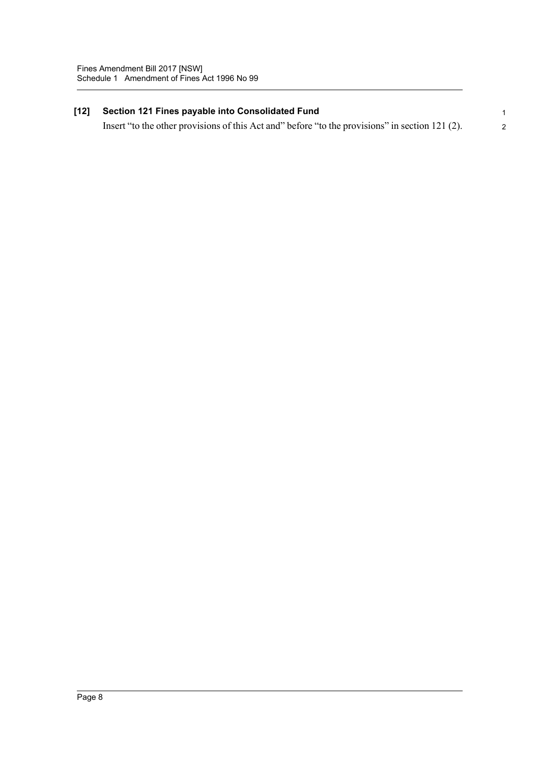### [12] Section 121 Fines payable into Consolidated Fund

Insert "to the other provisions of this Act and" before "to the provisions" in section 121 (2).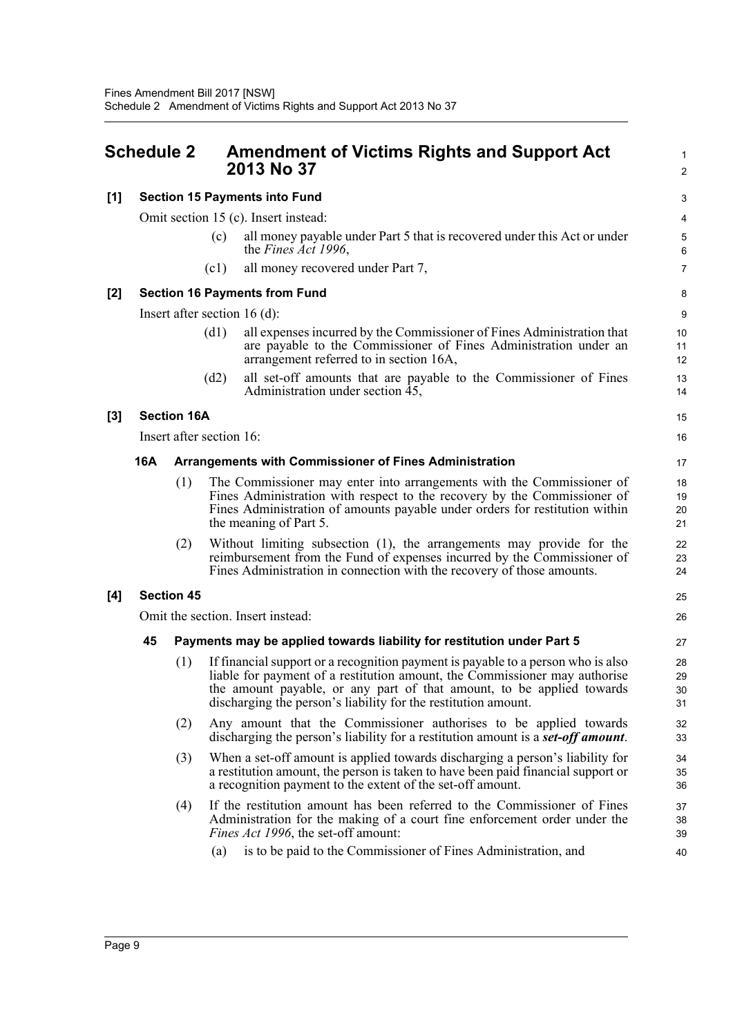## Schedule 2 Amendment of Victims Rights and Support Act 2013 No 37

**[1] Section 15 Payments into Fund**

Omit section 15 (c). Insert instead:

(c) all money payable under Part 5 that is recovered under this Act or under the *Fines Act 1996*,

(c1) all money recovered under Part 7,

**[2] Section 16 Payments from Fund**

Insert after section 16 (d):

(d1) all expenses incurred by the Commissioner of Fines Administration that are payable to the Commissioner of Fines Administration under an arrangement referred to in section 16A,

(d2) all set-off amounts that are payable to the Commissioner of Fines Administration under section 45,

**[3] Section 16A**

Insert after section 16:

**16A Arrangements with Commissioner of Fines Administration**

(1) The Commissioner may enter into arrangements with the Commissioner of Fines Administration with respect to the recovery by the Commissioner of Fines Administration of amounts payable under orders for restitution within the meaning of Part 5.

(2) Without limiting subsection (1), the arrangements may provide for the reimbursement from the Fund of expenses incurred by the Commissioner of Fines Administration in connection with the recovery of those amounts.

**[4] Section 45**

Omit the section. Insert instead:

**45 Payments may be applied towards liability for restitution under Part 5**

(1) If financial support or a recognition payment is payable to a person who is also liable for payment of a restitution amount, the Commissioner may authorise the amount payable, or any part of that amount, to be applied towards discharging the person's liability for the restitution amount.

(2) Any amount that the Commissioner authorises to be applied towards discharging the person's liability for a restitution amount is a ***set-off amount***.

(3) When a set-off amount is applied towards discharging a person's liability for a restitution amount, the person is taken to have been paid financial support or a recognition payment to the extent of the set-off amount.

(4) If the restitution amount has been referred to the Commissioner of Fines Administration for the making of a court fine enforcement order under the *Fines Act 1996*, the set-off amount:

(a) is to be paid to the Commissioner of Fines Administration, and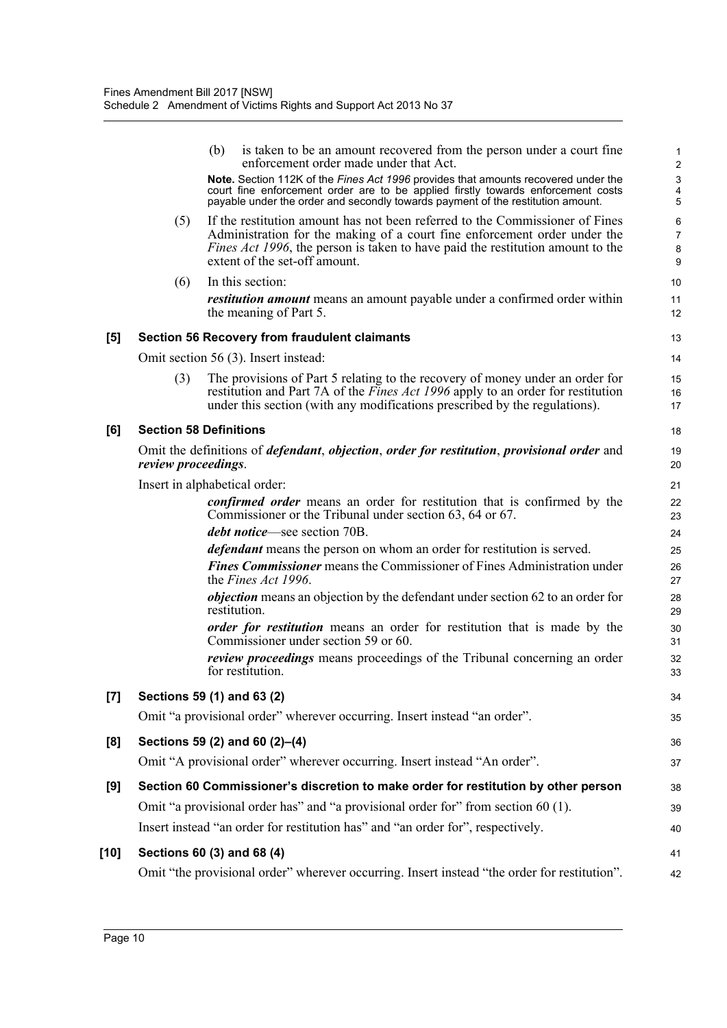(b) is taken to be an amount recovered from the person under a court fine enforcement order made under that Act.

**Note.** Section 112K of the *Fines Act 1996* provides that amounts recovered under the court fine enforcement order are to be applied firstly towards enforcement costs payable under the order and secondly towards payment of the restitution amount.

(5) If the restitution amount has not been referred to the Commissioner of Fines Administration for the making of a court fine enforcement order under the *Fines Act 1996*, the person is taken to have paid the restitution amount to the extent of the set-off amount.

(6) In this section:

***restitution amount*** means an amount payable under a confirmed order within the meaning of Part 5.

### [5] Section 56 Recovery from fraudulent claimants

Omit section 56 (3). Insert instead:

(3) The provisions of Part 5 relating to the recovery of money under an order for restitution and Part 7A of the *Fines Act 1996* apply to an order for restitution under this section (with any modifications prescribed by the regulations).

### [6] Section 58 Definitions

Omit the definitions of ***defendant***, ***objection***, ***order for restitution***, ***provisional order*** and ***review proceedings***.

Insert in alphabetical order:

***confirmed order*** means an order for restitution that is confirmed by the Commissioner or the Tribunal under section 63, 64 or 67.

***debt notice***—see section 70B.

***defendant*** means the person on whom an order for restitution is served.

***Fines Commissioner*** means the Commissioner of Fines Administration under the *Fines Act 1996*.

***objection*** means an objection by the defendant under section 62 to an order for restitution.

***order for restitution*** means an order for restitution that is made by the Commissioner under section 59 or 60.

***review proceedings*** means proceedings of the Tribunal concerning an order for restitution.

### [7] Sections 59 (1) and 63 (2)

Omit "a provisional order" wherever occurring. Insert instead "an order".

### [8] Sections 59 (2) and 60 (2)–(4)

Omit "A provisional order" wherever occurring. Insert instead "An order".

### [9] Section 60 Commissioner's discretion to make order for restitution by other person

Omit "a provisional order has" and "a provisional order for" from section 60 (1).

Insert instead "an order for restitution has" and "an order for", respectively.

### [10] Sections 60 (3) and 68 (4)

Omit "the provisional order" wherever occurring. Insert instead "the order for restitution".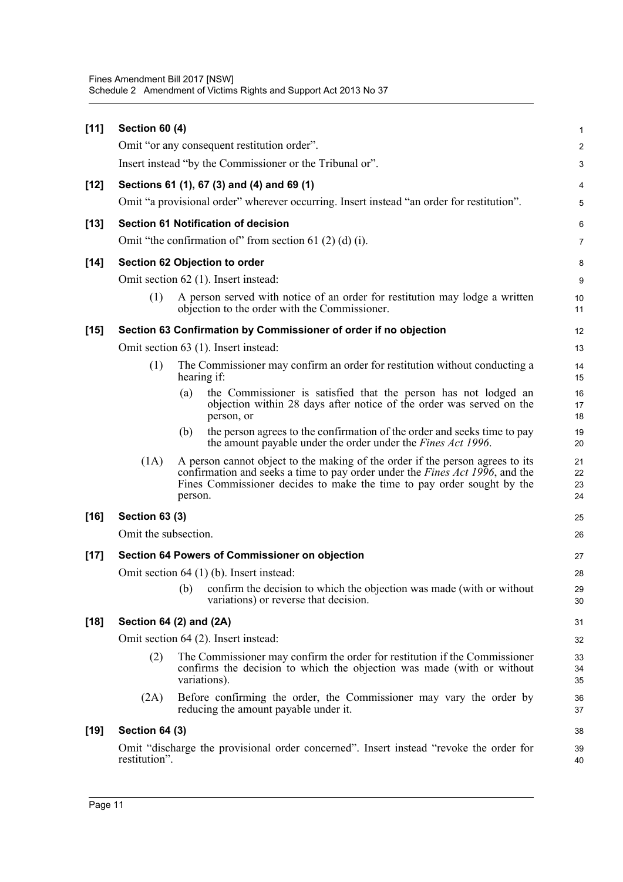**[11] Section 60 (4)**

Omit "or any consequent restitution order".

Insert instead "by the Commissioner or the Tribunal or".

**[12] Sections 61 (1), 67 (3) and (4) and 69 (1)**

Omit "a provisional order" wherever occurring. Insert instead "an order for restitution".

**[13] Section 61 Notification of decision**

Omit "the confirmation of" from section 61 (2) (d) (i).

**[14] Section 62 Objection to order**

Omit section 62 (1). Insert instead:

(1) A person served with notice of an order for restitution may lodge a written objection to the order with the Commissioner.

**[15] Section 63 Confirmation by Commissioner of order if no objection**

Omit section 63 (1). Insert instead:

(1) The Commissioner may confirm an order for restitution without conducting a hearing if:

(a) the Commissioner is satisfied that the person has not lodged an objection within 28 days after notice of the order was served on the person, or

(b) the person agrees to the confirmation of the order and seeks time to pay the amount payable under the order under the *Fines Act 1996*.

(1A) A person cannot object to the making of the order if the person agrees to its confirmation and seeks a time to pay order under the *Fines Act 1996*, and the Fines Commissioner decides to make the time to pay order sought by the person.

**[16] Section 63 (3)**

Omit the subsection.

**[17] Section 64 Powers of Commissioner on objection**

Omit section 64 (1) (b). Insert instead:

(b) confirm the decision to which the objection was made (with or without variations) or reverse that decision.

**[18] Section 64 (2) and (2A)**

Omit section 64 (2). Insert instead:

(2) The Commissioner may confirm the order for restitution if the Commissioner confirms the decision to which the objection was made (with or without variations).

(2A) Before confirming the order, the Commissioner may vary the order by reducing the amount payable under it.

**[19] Section 64 (3)**

Omit "discharge the provisional order concerned". Insert instead "revoke the order for restitution".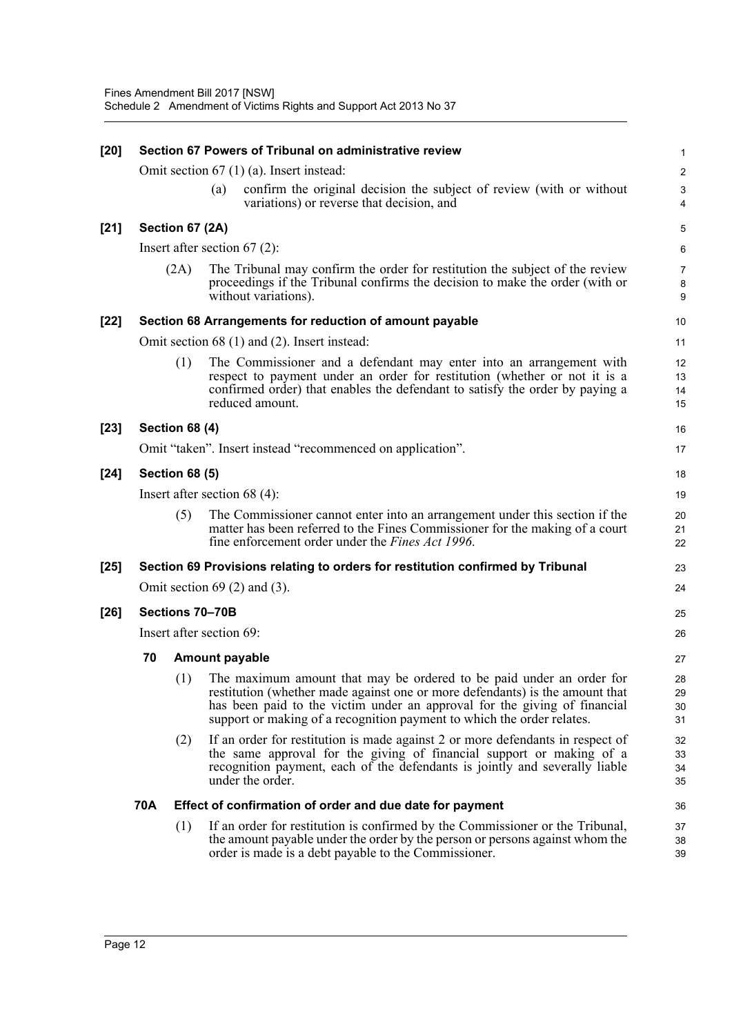**[20] Section 67 Powers of Tribunal on administrative review**

Omit section 67 (1) (a). Insert instead:

> (a) confirm the original decision the subject of review (with or without variations) or reverse that decision, and

**[21] Section 67 (2A)**

Insert after section 67 (2):

> (2A) The Tribunal may confirm the order for restitution the subject of the review proceedings if the Tribunal confirms the decision to make the order (with or without variations).

**[22] Section 68 Arrangements for reduction of amount payable**

Omit section 68 (1) and (2). Insert instead:

> (1) The Commissioner and a defendant may enter into an arrangement with respect to payment under an order for restitution (whether or not it is a confirmed order) that enables the defendant to satisfy the order by paying a reduced amount.

**[23] Section 68 (4)**

Omit "taken". Insert instead "recommenced on application".

**[24] Section 68 (5)**

Insert after section 68 (4):

> (5) The Commissioner cannot enter into an arrangement under this section if the matter has been referred to the Fines Commissioner for the making of a court fine enforcement order under the *Fines Act 1996*.

**[25] Section 69 Provisions relating to orders for restitution confirmed by Tribunal**

Omit section 69 (2) and (3).

**[26] Sections 70–70B**

Insert after section 69:

> **70 Amount payable**
>
> (1) The maximum amount that may be ordered to be paid under an order for restitution (whether made against one or more defendants) is the amount that has been paid to the victim under an approval for the giving of financial support or making of a recognition payment to which the order relates.
>
> (2) If an order for restitution is made against 2 or more defendants in respect of the same approval for the giving of financial support or making of a recognition payment, each of the defendants is jointly and severally liable under the order.
>
> **70A Effect of confirmation of order and due date for payment**
>
> (1) If an order for restitution is confirmed by the Commissioner or the Tribunal, the amount payable under the order by the person or persons against whom the order is made is a debt payable to the Commissioner.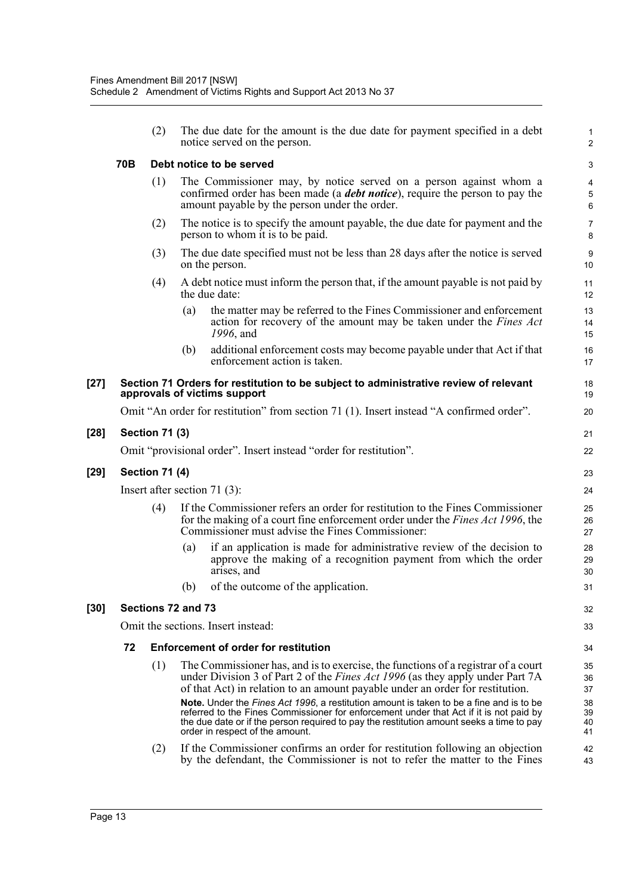(2) The due date for the amount is the due date for payment specified in a debt notice served on the person.

**70B Debt notice to be served**

(1) The Commissioner may, by notice served on a person against whom a confirmed order has been made (a ***debt notice***), require the person to pay the amount payable by the person under the order.

(2) The notice is to specify the amount payable, the due date for payment and the person to whom it is to be paid.

(3) The due date specified must not be less than 28 days after the notice is served on the person.

(4) A debt notice must inform the person that, if the amount payable is not paid by the due date:

(a) the matter may be referred to the Fines Commissioner and enforcement action for recovery of the amount may be taken under the *Fines Act 1996*, and

(b) additional enforcement costs may become payable under that Act if that enforcement action is taken.

**[27] Section 71 Orders for restitution to be subject to administrative review of relevant approvals of victims support**

Omit "An order for restitution" from section 71 (1). Insert instead "A confirmed order".

**[28] Section 71 (3)**

Omit "provisional order". Insert instead "order for restitution".

**[29] Section 71 (4)**

Insert after section 71 (3):

(4) If the Commissioner refers an order for restitution to the Fines Commissioner for the making of a court fine enforcement order under the *Fines Act 1996*, the Commissioner must advise the Fines Commissioner:

(a) if an application is made for administrative review of the decision to approve the making of a recognition payment from which the order arises, and

(b) of the outcome of the application.

**[30] Sections 72 and 73**

Omit the sections. Insert instead:

**72 Enforcement of order for restitution**

(1) The Commissioner has, and is to exercise, the functions of a registrar of a court under Division 3 of Part 2 of the *Fines Act 1996* (as they apply under Part 7A of that Act) in relation to an amount payable under an order for restitution.

**Note.** Under the *Fines Act 1996*, a restitution amount is taken to be a fine and is to be referred to the Fines Commissioner for enforcement under that Act if it is not paid by the due date or if the person required to pay the restitution amount seeks a time to pay order in respect of the amount.

(2) If the Commissioner confirms an order for restitution following an objection by the defendant, the Commissioner is not to refer the matter to the Fines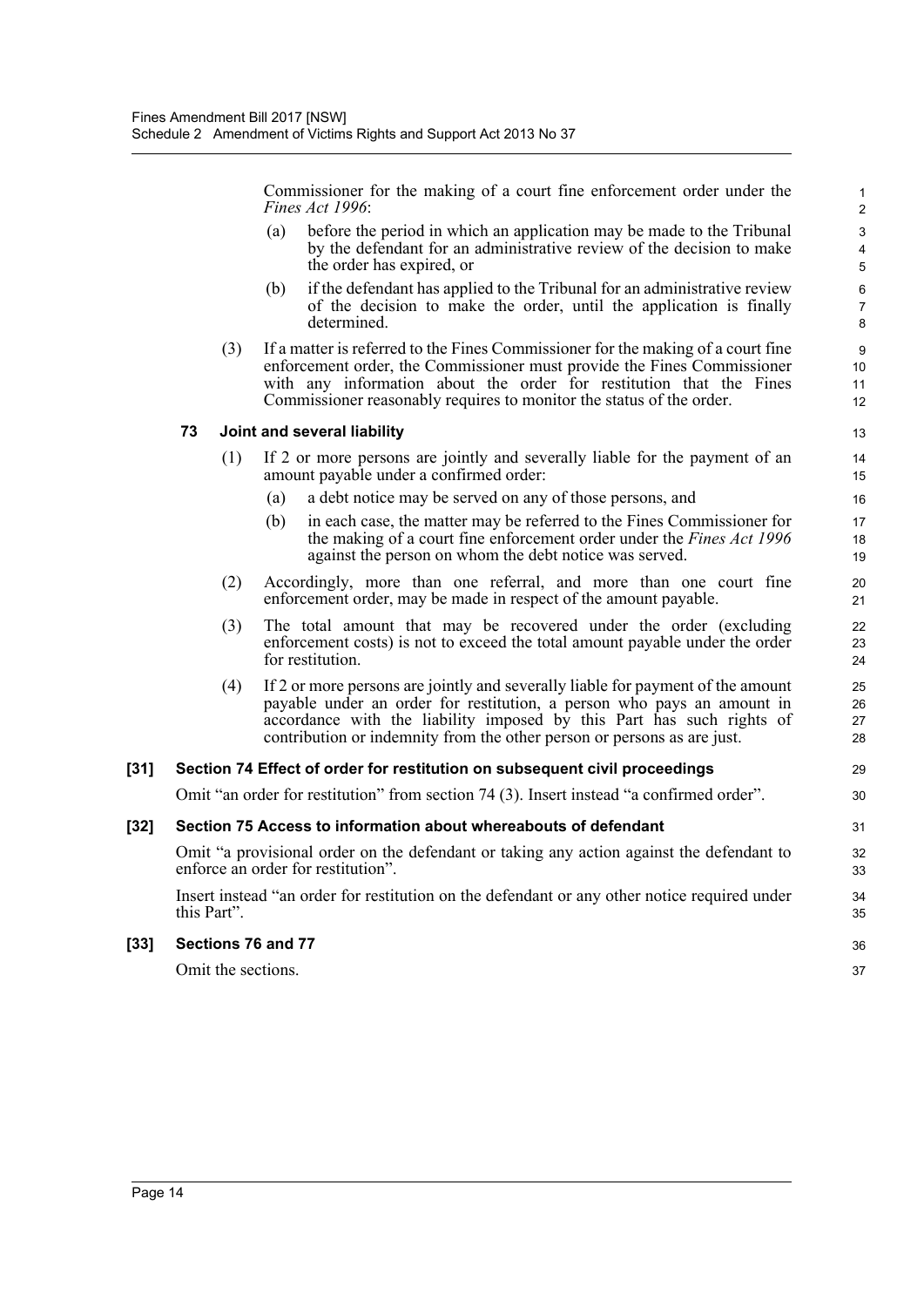Commissioner for the making of a court fine enforcement order under the *Fines Act 1996*:

(a) before the period in which an application may be made to the Tribunal by the defendant for an administrative review of the decision to make the order has expired, or

(b) if the defendant has applied to the Tribunal for an administrative review of the decision to make the order, until the application is finally determined.

(3) If a matter is referred to the Fines Commissioner for the making of a court fine enforcement order, the Commissioner must provide the Fines Commissioner with any information about the order for restitution that the Fines Commissioner reasonably requires to monitor the status of the order.

**73 Joint and several liability**

(1) If 2 or more persons are jointly and severally liable for the payment of an amount payable under a confirmed order:

(a) a debt notice may be served on any of those persons, and

(b) in each case, the matter may be referred to the Fines Commissioner for the making of a court fine enforcement order under the *Fines Act 1996* against the person on whom the debt notice was served.

(2) Accordingly, more than one referral, and more than one court fine enforcement order, may be made in respect of the amount payable.

(3) The total amount that may be recovered under the order (excluding enforcement costs) is not to exceed the total amount payable under the order for restitution.

(4) If 2 or more persons are jointly and severally liable for payment of the amount payable under an order for restitution, a person who pays an amount in accordance with the liability imposed by this Part has such rights of contribution or indemnity from the other person or persons as are just.

**[31] Section 74 Effect of order for restitution on subsequent civil proceedings**

Omit "an order for restitution" from section 74 (3). Insert instead "a confirmed order".

**[32] Section 75 Access to information about whereabouts of defendant**

Omit "a provisional order on the defendant or taking any action against the defendant to enforce an order for restitution".

Insert instead "an order for restitution on the defendant or any other notice required under this Part".

**[33] Sections 76 and 77**

Omit the sections.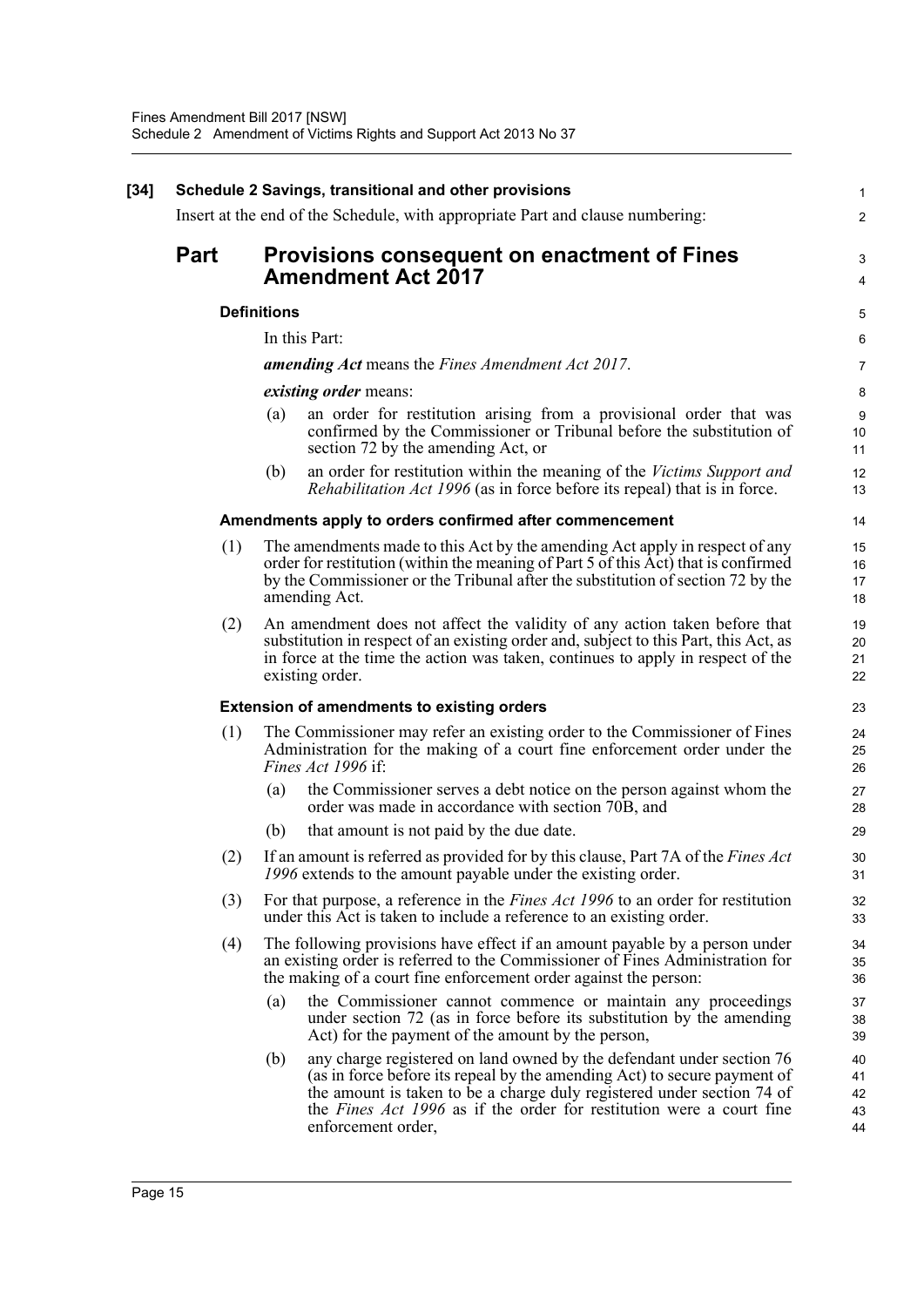**[34] Schedule 2 Savings, transitional and other provisions**

Insert at the end of the Schedule, with appropriate Part and clause numbering:

## Part Provisions consequent on enactment of Fines Amendment Act 2017

#### Definitions

In this Part:

***amending Act*** means the *Fines Amendment Act 2017*.

***existing order*** means:

(a) an order for restitution arising from a provisional order that was confirmed by the Commissioner or Tribunal before the substitution of section 72 by the amending Act, or

(b) an order for restitution within the meaning of the *Victims Support and Rehabilitation Act 1996* (as in force before its repeal) that is in force.

#### Amendments apply to orders confirmed after commencement

(1) The amendments made to this Act by the amending Act apply in respect of any order for restitution (within the meaning of Part 5 of this Act) that is confirmed by the Commissioner or the Tribunal after the substitution of section 72 by the amending Act.

(2) An amendment does not affect the validity of any action taken before that substitution in respect of an existing order and, subject to this Part, this Act, as in force at the time the action was taken, continues to apply in respect of the existing order.

#### Extension of amendments to existing orders

(1) The Commissioner may refer an existing order to the Commissioner of Fines Administration for the making of a court fine enforcement order under the *Fines Act 1996* if:

(a) the Commissioner serves a debt notice on the person against whom the order was made in accordance with section 70B, and

(b) that amount is not paid by the due date.

(2) If an amount is referred as provided for by this clause, Part 7A of the *Fines Act 1996* extends to the amount payable under the existing order.

(3) For that purpose, a reference in the *Fines Act 1996* to an order for restitution under this Act is taken to include a reference to an existing order.

(4) The following provisions have effect if an amount payable by a person under an existing order is referred to the Commissioner of Fines Administration for the making of a court fine enforcement order against the person:

(a) the Commissioner cannot commence or maintain any proceedings under section 72 (as in force before its substitution by the amending Act) for the payment of the amount by the person,

(b) any charge registered on land owned by the defendant under section 76 (as in force before its repeal by the amending Act) to secure payment of the amount is taken to be a charge duly registered under section 74 of the *Fines Act 1996* as if the order for restitution were a court fine enforcement order,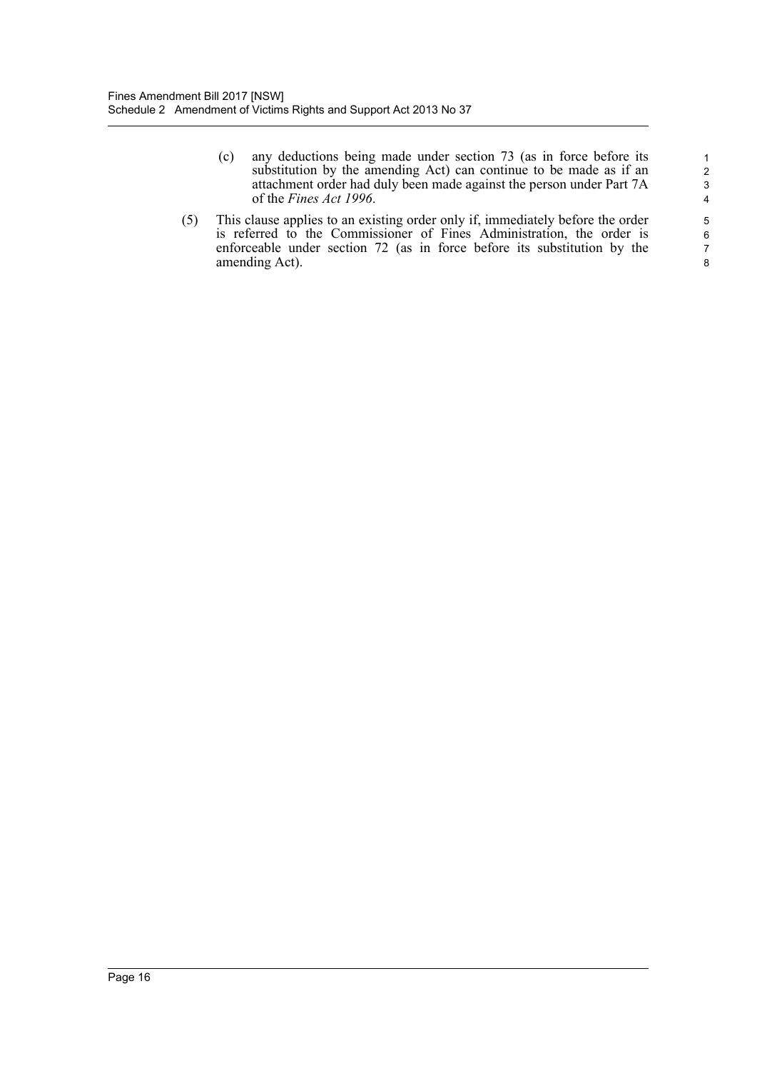(c) any deductions being made under section 73 (as in force before its substitution by the amending Act) can continue to be made as if an attachment order had duly been made against the person under Part 7A of the *Fines Act 1996*.

(5) This clause applies to an existing order only if, immediately before the order is referred to the Commissioner of Fines Administration, the order is enforceable under section 72 (as in force before its substitution by the amending Act).